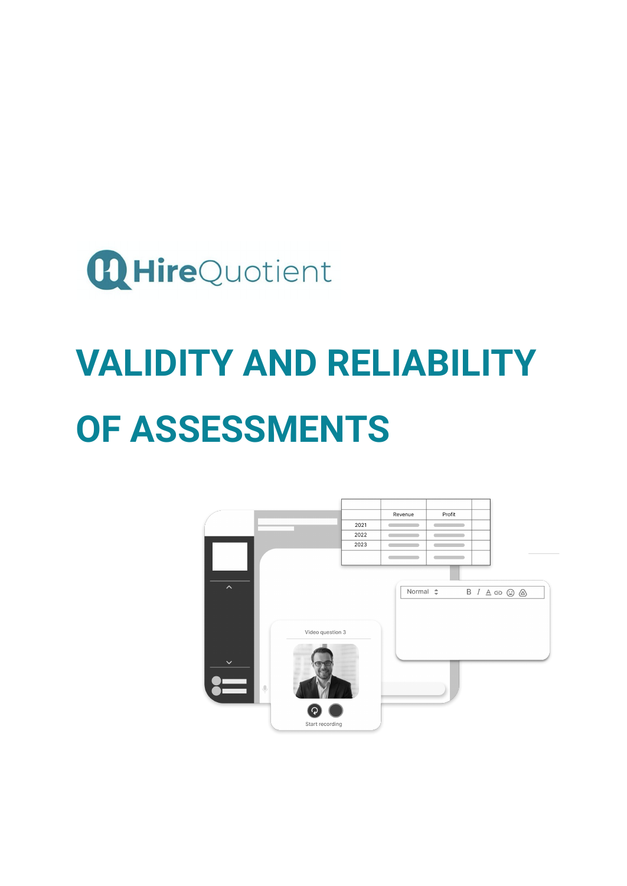HireQuotient

# VALIDITY AND RELIABILITY OF ASSESSMENTS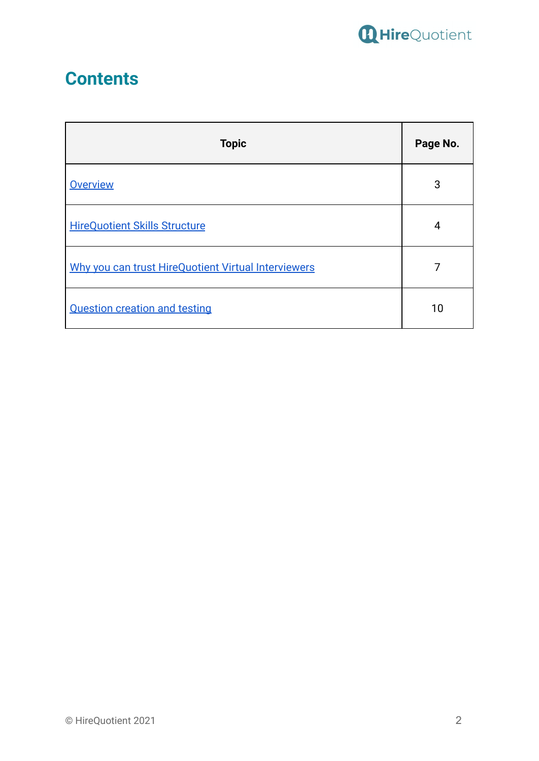# Contents

| Topic | Page No. |
|---|---|
| Overview | 3 |
| HireQuotient Skills Structure | 4 |
| Why you can trust HireQuotient Virtual Interviewers | 7 |
| Question creation and testing | 10 |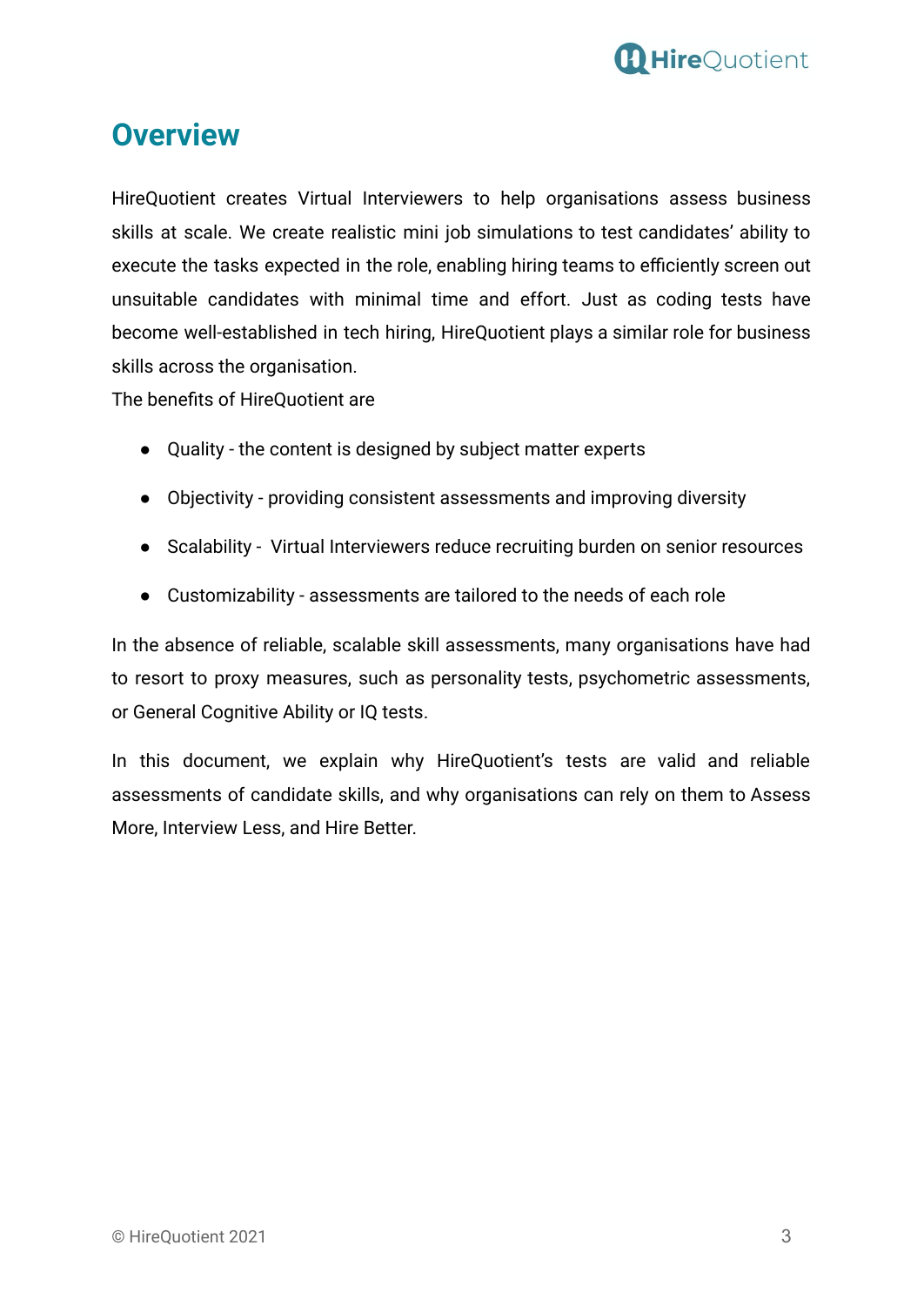# Overview

HireQuotient creates Virtual Interviewers to help organisations assess business skills at scale. We create realistic mini job simulations to test candidates' ability to execute the tasks expected in the role, enabling hiring teams to efficiently screen out unsuitable candidates with minimal time and effort. Just as coding tests have become well-established in tech hiring, HireQuotient plays a similar role for business skills across the organisation.

The benefits of HireQuotient are

- Quality - the content is designed by subject matter experts
- Objectivity - providing consistent assessments and improving diversity
- Scalability - Virtual Interviewers reduce recruiting burden on senior resources
- Customizability - assessments are tailored to the needs of each role

In the absence of reliable, scalable skill assessments, many organisations have had to resort to proxy measures, such as personality tests, psychometric assessments, or General Cognitive Ability or IQ tests.

In this document, we explain why HireQuotient's tests are valid and reliable assessments of candidate skills, and why organisations can rely on them to Assess More, Interview Less, and Hire Better.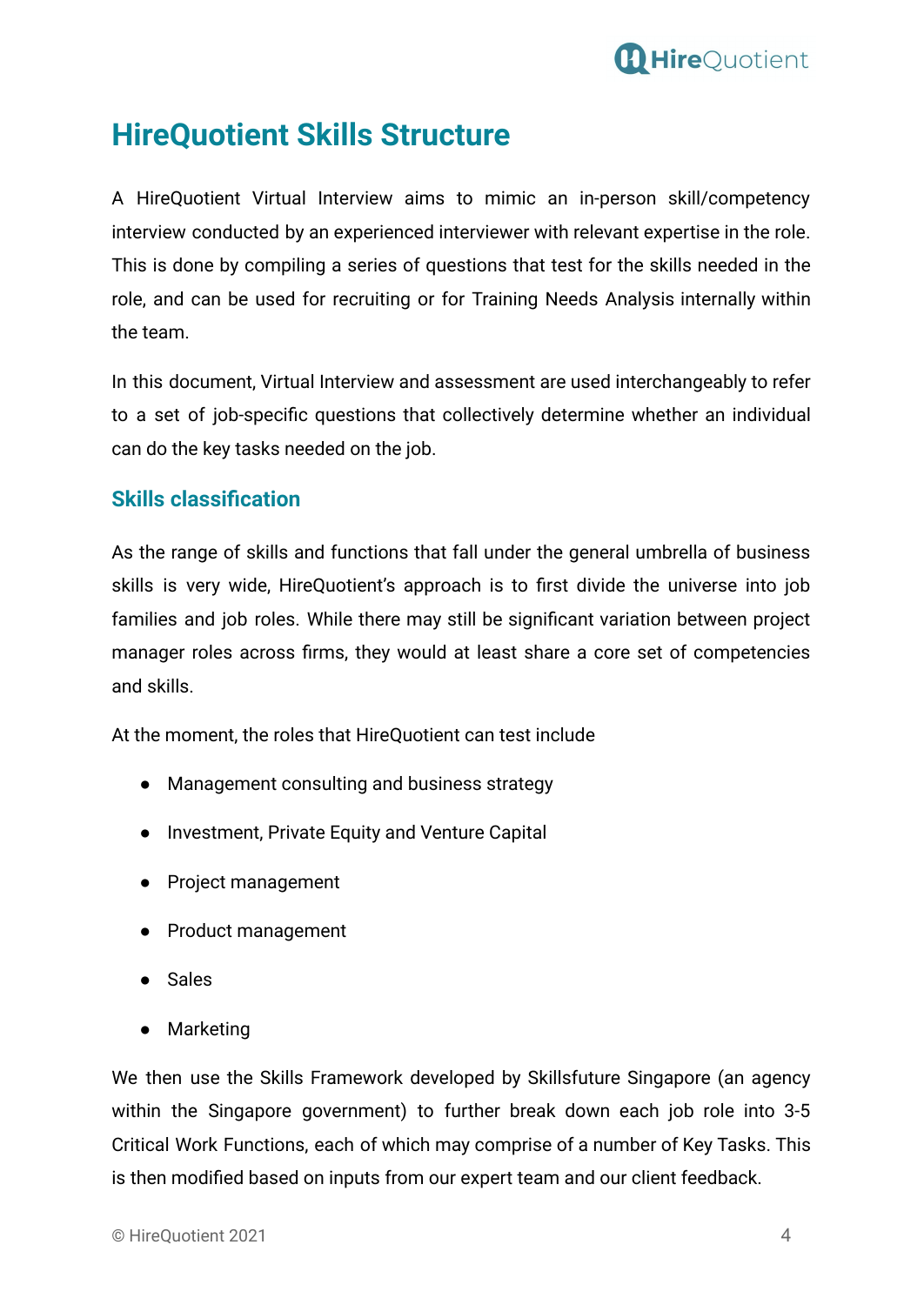# HireQuotient Skills Structure

A HireQuotient Virtual Interview aims to mimic an in-person skill/competency interview conducted by an experienced interviewer with relevant expertise in the role. This is done by compiling a series of questions that test for the skills needed in the role, and can be used for recruiting or for Training Needs Analysis internally within the team.

In this document, Virtual Interview and assessment are used interchangeably to refer to a set of job-specific questions that collectively determine whether an individual can do the key tasks needed on the job.

## Skills classification

As the range of skills and functions that fall under the general umbrella of business skills is very wide, HireQuotient's approach is to first divide the universe into job families and job roles. While there may still be significant variation between project manager roles across firms, they would at least share a core set of competencies and skills.

At the moment, the roles that HireQuotient can test include

- Management consulting and business strategy
- Investment, Private Equity and Venture Capital
- Project management
- Product management
- Sales
- Marketing

We then use the Skills Framework developed by Skillsfuture Singapore (an agency within the Singapore government) to further break down each job role into 3-5 Critical Work Functions, each of which may comprise of a number of Key Tasks. This is then modified based on inputs from our expert team and our client feedback.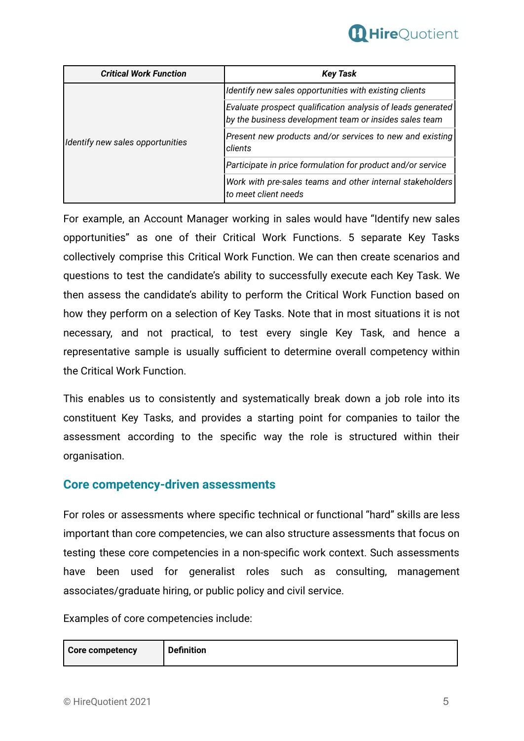| *Critical Work Function* | *Key Task* |
|---|---|
| *Identify new sales opportunities* | *Identify new sales opportunities with existing clients* |
| | *Evaluate prospect qualification analysis of leads generated by the business development team or insides sales team* |
| | *Present new products and/or services to new and existing clients* |
| | *Participate in price formulation for product and/or service* |
| | *Work with pre-sales teams and other internal stakeholders to meet client needs* |

For example, an Account Manager working in sales would have “Identify new sales opportunities” as one of their Critical Work Functions. 5 separate Key Tasks collectively comprise this Critical Work Function. We can then create scenarios and questions to test the candidate’s ability to successfully execute each Key Task. We then assess the candidate’s ability to perform the Critical Work Function based on how they perform on a selection of Key Tasks. Note that in most situations it is not necessary, and not practical, to test every single Key Task, and hence a representative sample is usually sufficient to determine overall competency within the Critical Work Function.

This enables us to consistently and systematically break down a job role into its constituent Key Tasks, and provides a starting point for companies to tailor the assessment according to the specific way the role is structured within their organisation.

## Core competency-driven assessments

For roles or assessments where specific technical or functional “hard” skills are less important than core competencies, we can also structure assessments that focus on testing these core competencies in a non-specific work context. Such assessments have been used for generalist roles such as consulting, management associates/graduate hiring, or public policy and civil service.

Examples of core competencies include:

| **Core competency** | **Definition** |
|---|---|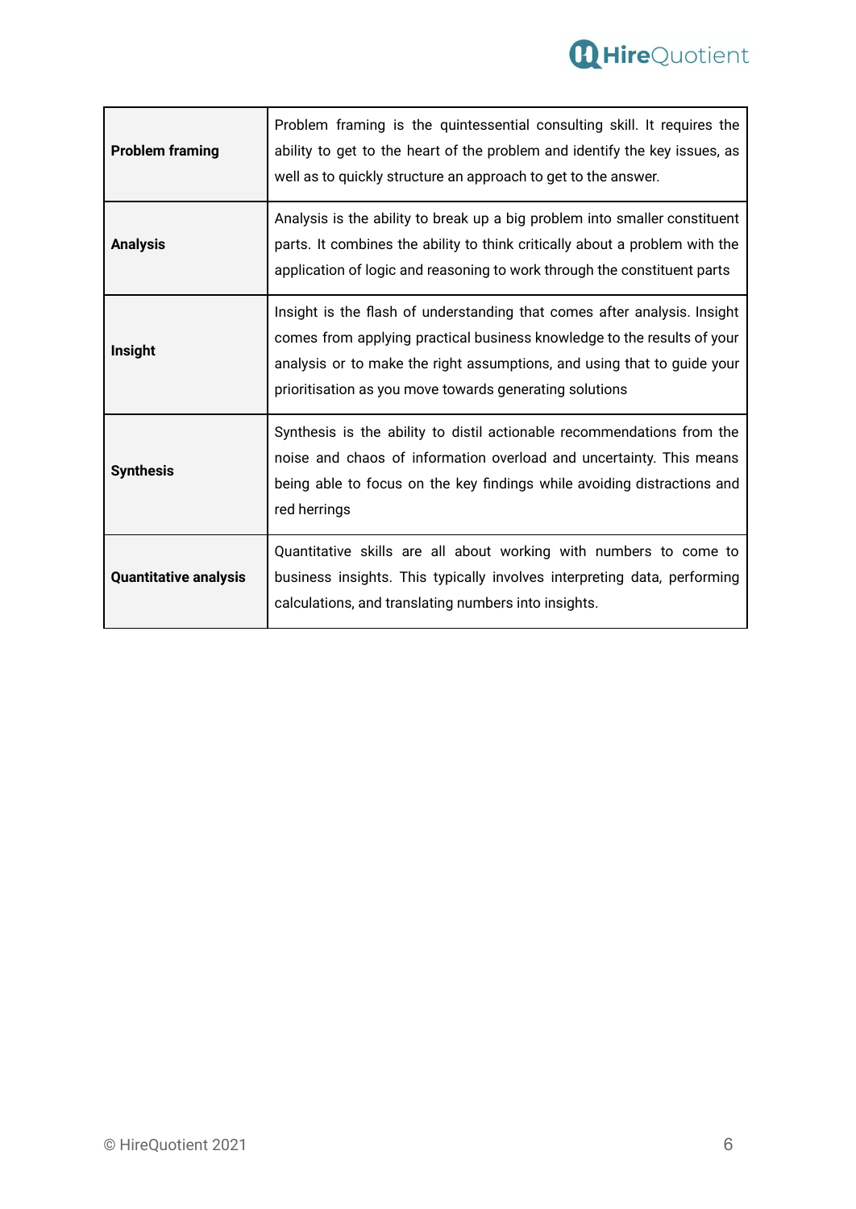| | |
|---|---|
| **Problem framing** | Problem framing is the quintessential consulting skill. It requires the ability to get to the heart of the problem and identify the key issues, as well as to quickly structure an approach to get to the answer. |
| **Analysis** | Analysis is the ability to break up a big problem into smaller constituent parts. It combines the ability to think critically about a problem with the application of logic and reasoning to work through the constituent parts |
| **Insight** | Insight is the flash of understanding that comes after analysis. Insight comes from applying practical business knowledge to the results of your analysis or to make the right assumptions, and using that to guide your prioritisation as you move towards generating solutions |
| **Synthesis** | Synthesis is the ability to distil actionable recommendations from the noise and chaos of information overload and uncertainty. This means being able to focus on the key findings while avoiding distractions and red herrings |
| **Quantitative analysis** | Quantitative skills are all about working with numbers to come to business insights. This typically involves interpreting data, performing calculations, and translating numbers into insights. |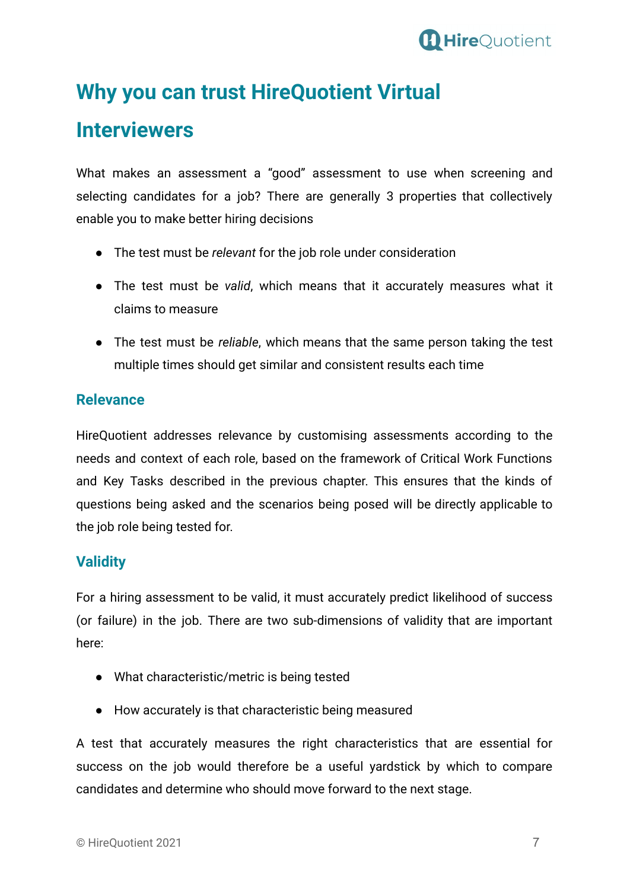## Why you can trust HireQuotient Virtual Interviewers

What makes an assessment a “good” assessment to use when screening and selecting candidates for a job? There are generally 3 properties that collectively enable you to make better hiring decisions

- The test must be *relevant* for the job role under consideration
- The test must be *valid*, which means that it accurately measures what it claims to measure
- The test must be *reliable*, which means that the same person taking the test multiple times should get similar and consistent results each time

### Relevance

HireQuotient addresses relevance by customising assessments according to the needs and context of each role, based on the framework of Critical Work Functions and Key Tasks described in the previous chapter. This ensures that the kinds of questions being asked and the scenarios being posed will be directly applicable to the job role being tested for.

### Validity

For a hiring assessment to be valid, it must accurately predict likelihood of success (or failure) in the job. There are two sub-dimensions of validity that are important here:

- What characteristic/metric is being tested
- How accurately is that characteristic being measured

A test that accurately measures the right characteristics that are essential for success on the job would therefore be a useful yardstick by which to compare candidates and determine who should move forward to the next stage.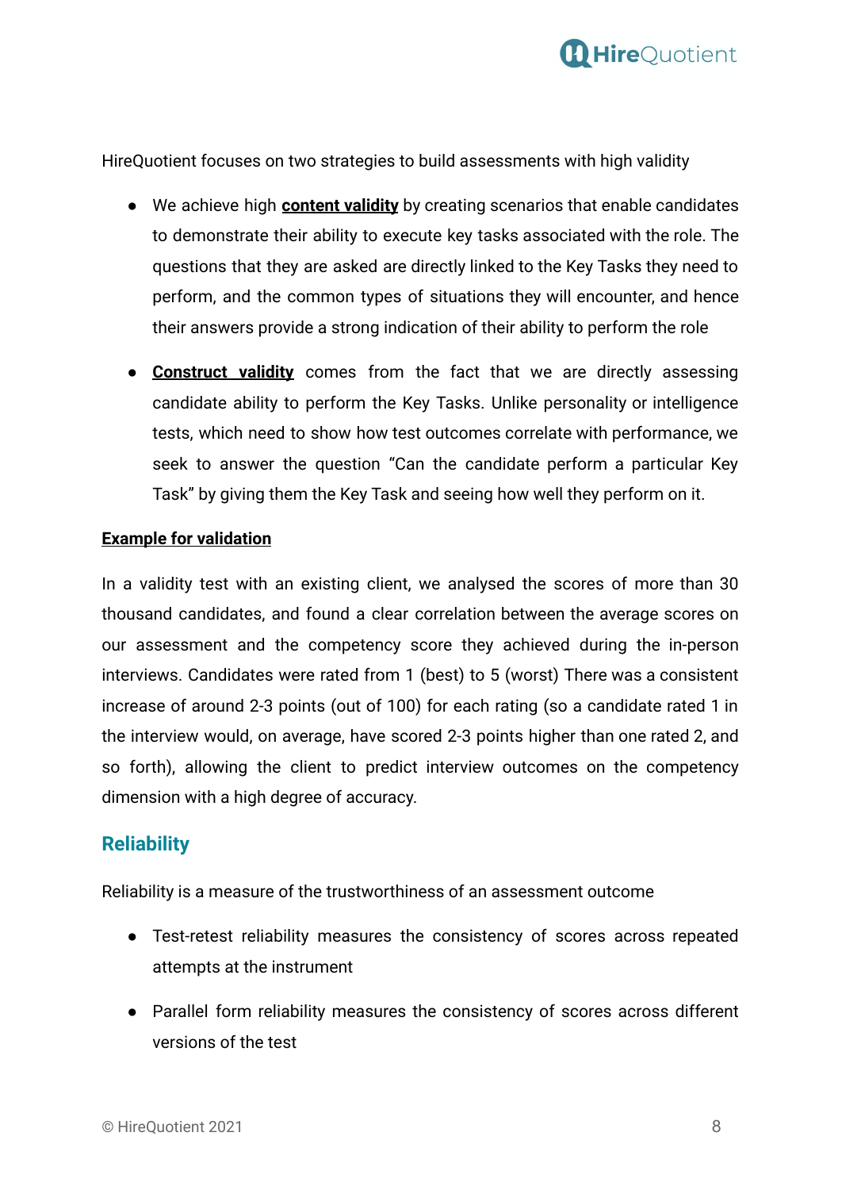HireQuotient focuses on two strategies to build assessments with high validity

- We achieve high **content validity** by creating scenarios that enable candidates to demonstrate their ability to execute key tasks associated with the role. The questions that they are asked are directly linked to the Key Tasks they need to perform, and the common types of situations they will encounter, and hence their answers provide a strong indication of their ability to perform the role
- **Construct validity** comes from the fact that we are directly assessing candidate ability to perform the Key Tasks. Unlike personality or intelligence tests, which need to show how test outcomes correlate with performance, we seek to answer the question "Can the candidate perform a particular Key Task" by giving them the Key Task and seeing how well they perform on it.

**Example for validation**

In a validity test with an existing client, we analysed the scores of more than 30 thousand candidates, and found a clear correlation between the average scores on our assessment and the competency score they achieved during the in-person interviews. Candidates were rated from 1 (best) to 5 (worst) There was a consistent increase of around 2-3 points (out of 100) for each rating (so a candidate rated 1 in the interview would, on average, have scored 2-3 points higher than one rated 2, and so forth), allowing the client to predict interview outcomes on the competency dimension with a high degree of accuracy.

## Reliability

Reliability is a measure of the trustworthiness of an assessment outcome

- Test-retest reliability measures the consistency of scores across repeated attempts at the instrument
- Parallel form reliability measures the consistency of scores across different versions of the test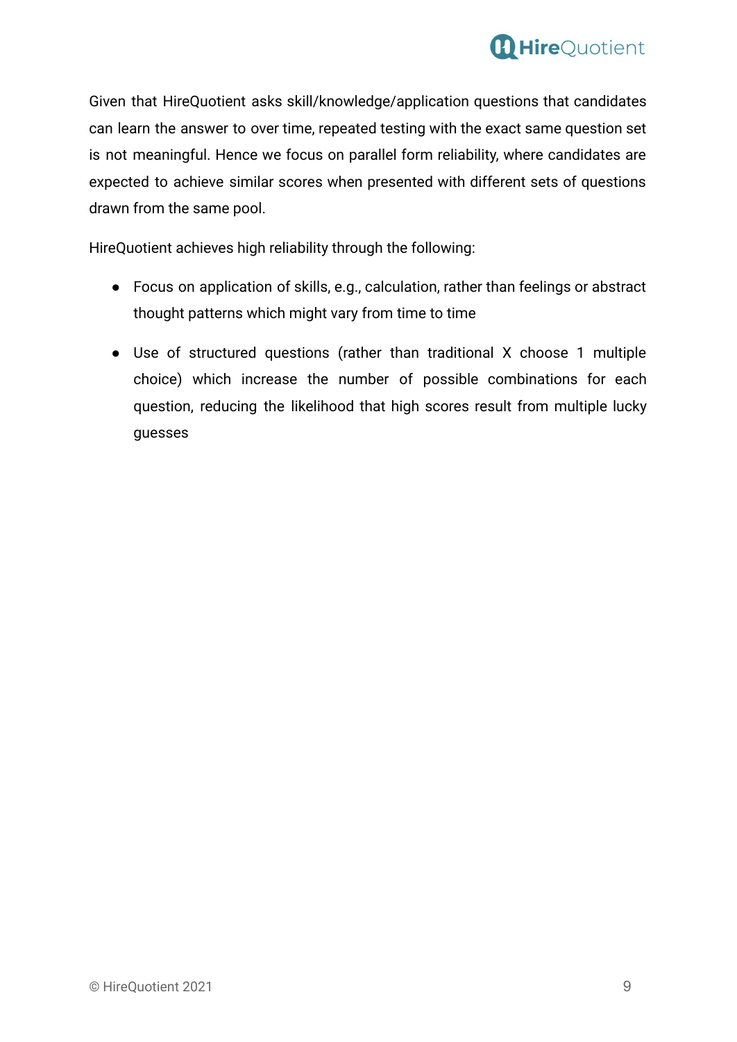Given that HireQuotient asks skill/knowledge/application questions that candidates can learn the answer to over time, repeated testing with the exact same question set is not meaningful. Hence we focus on parallel form reliability, where candidates are expected to achieve similar scores when presented with different sets of questions drawn from the same pool.

HireQuotient achieves high reliability through the following:

- Focus on application of skills, e.g., calculation, rather than feelings or abstract thought patterns which might vary from time to time
- Use of structured questions (rather than traditional X choose 1 multiple choice) which increase the number of possible combinations for each question, reducing the likelihood that high scores result from multiple lucky guesses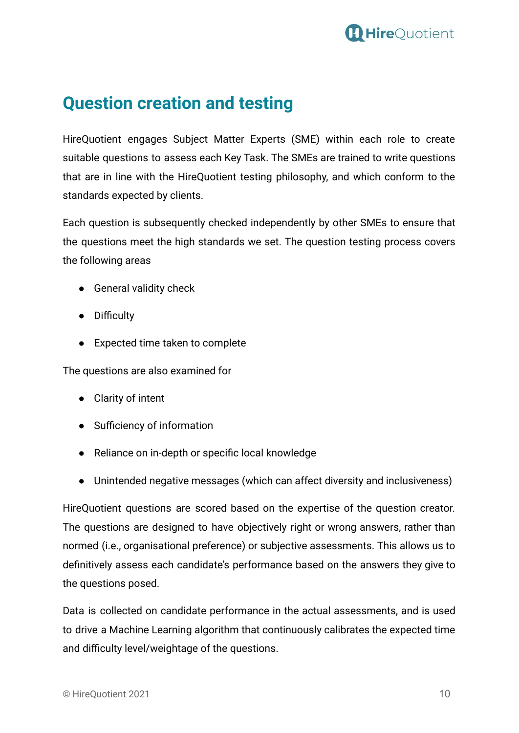## Question creation and testing

HireQuotient engages Subject Matter Experts (SME) within each role to create suitable questions to assess each Key Task. The SMEs are trained to write questions that are in line with the HireQuotient testing philosophy, and which conform to the standards expected by clients.

Each question is subsequently checked independently by other SMEs to ensure that the questions meet the high standards we set. The question testing process covers the following areas

- General validity check
- Difficulty
- Expected time taken to complete

The questions are also examined for

- Clarity of intent
- Sufficiency of information
- Reliance on in-depth or specific local knowledge
- Unintended negative messages (which can affect diversity and inclusiveness)

HireQuotient questions are scored based on the expertise of the question creator. The questions are designed to have objectively right or wrong answers, rather than normed (i.e., organisational preference) or subjective assessments. This allows us to definitively assess each candidate's performance based on the answers they give to the questions posed.

Data is collected on candidate performance in the actual assessments, and is used to drive a Machine Learning algorithm that continuously calibrates the expected time and difficulty level/weightage of the questions.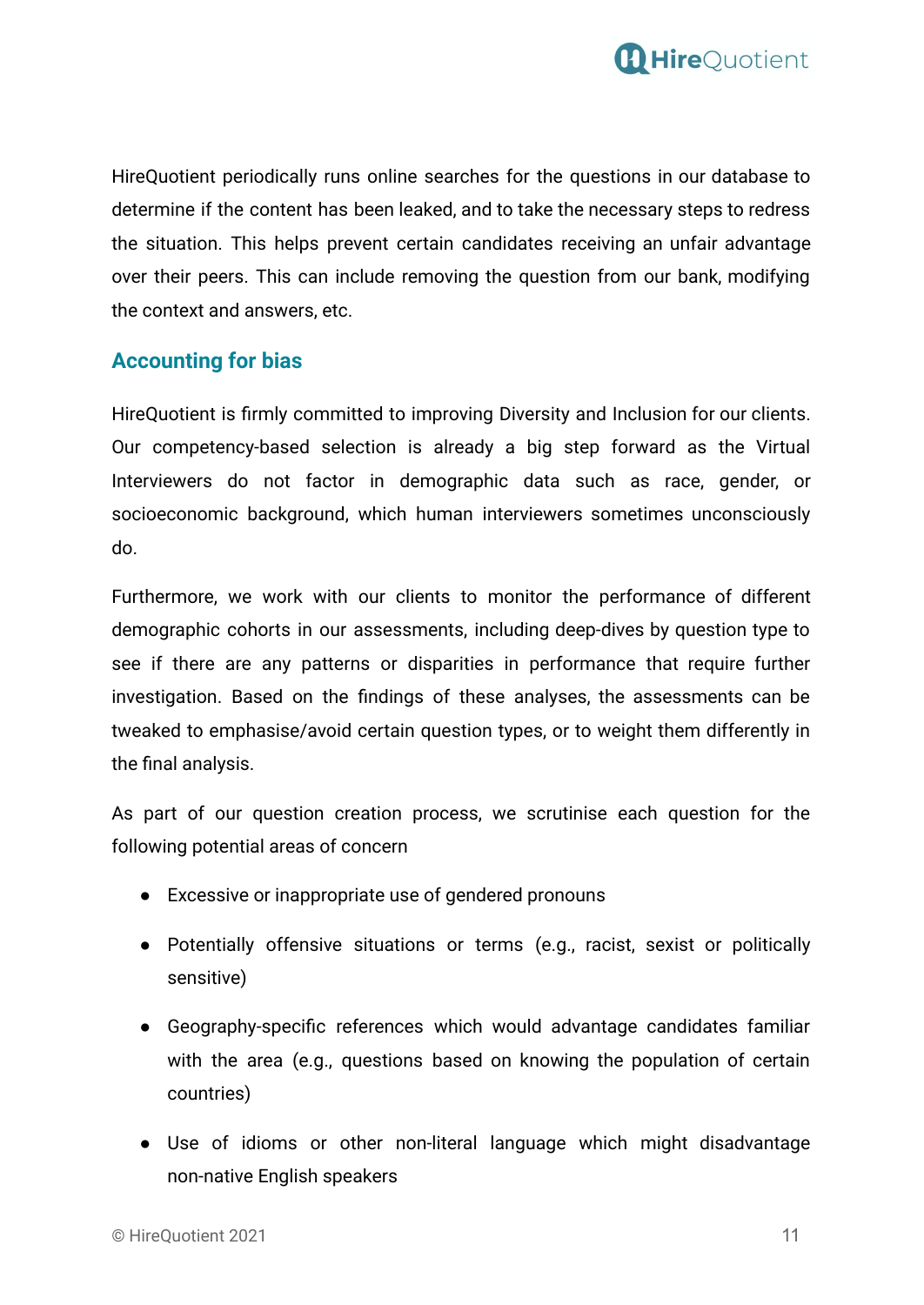HireQuotient periodically runs online searches for the questions in our database to determine if the content has been leaked, and to take the necessary steps to redress the situation. This helps prevent certain candidates receiving an unfair advantage over their peers. This can include removing the question from our bank, modifying the context and answers, etc.

## Accounting for bias

HireQuotient is firmly committed to improving Diversity and Inclusion for our clients. Our competency-based selection is already a big step forward as the Virtual Interviewers do not factor in demographic data such as race, gender, or socioeconomic background, which human interviewers sometimes unconsciously do.

Furthermore, we work with our clients to monitor the performance of different demographic cohorts in our assessments, including deep-dives by question type to see if there are any patterns or disparities in performance that require further investigation. Based on the findings of these analyses, the assessments can be tweaked to emphasise/avoid certain question types, or to weight them differently in the final analysis.

As part of our question creation process, we scrutinise each question for the following potential areas of concern

- Excessive or inappropriate use of gendered pronouns
- Potentially offensive situations or terms (e.g., racist, sexist or politically sensitive)
- Geography-specific references which would advantage candidates familiar with the area (e.g., questions based on knowing the population of certain countries)
- Use of idioms or other non-literal language which might disadvantage non-native English speakers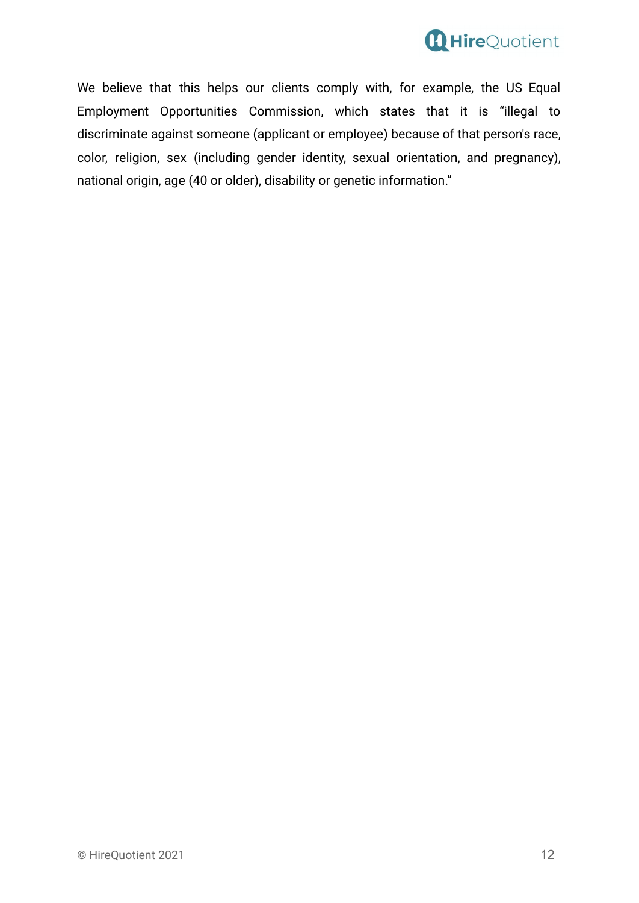We believe that this helps our clients comply with, for example, the US Equal Employment Opportunities Commission, which states that it is "illegal to discriminate against someone (applicant or employee) because of that person's race, color, religion, sex (including gender identity, sexual orientation, and pregnancy), national origin, age (40 or older), disability or genetic information."